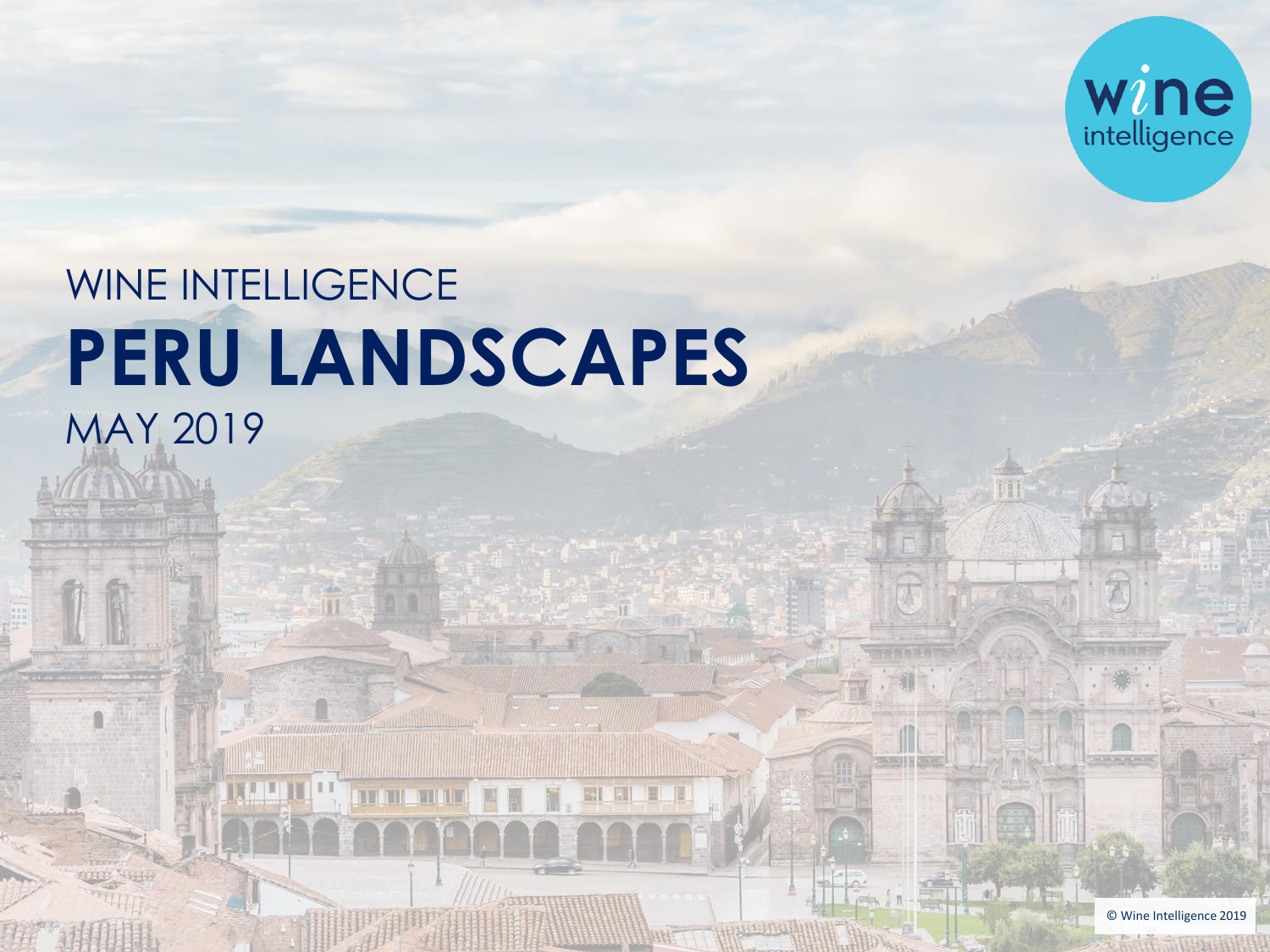WINE INTELLIGENCE

# PERU LANDSCAPES

MAY 2019

© Wine Intelligence 2019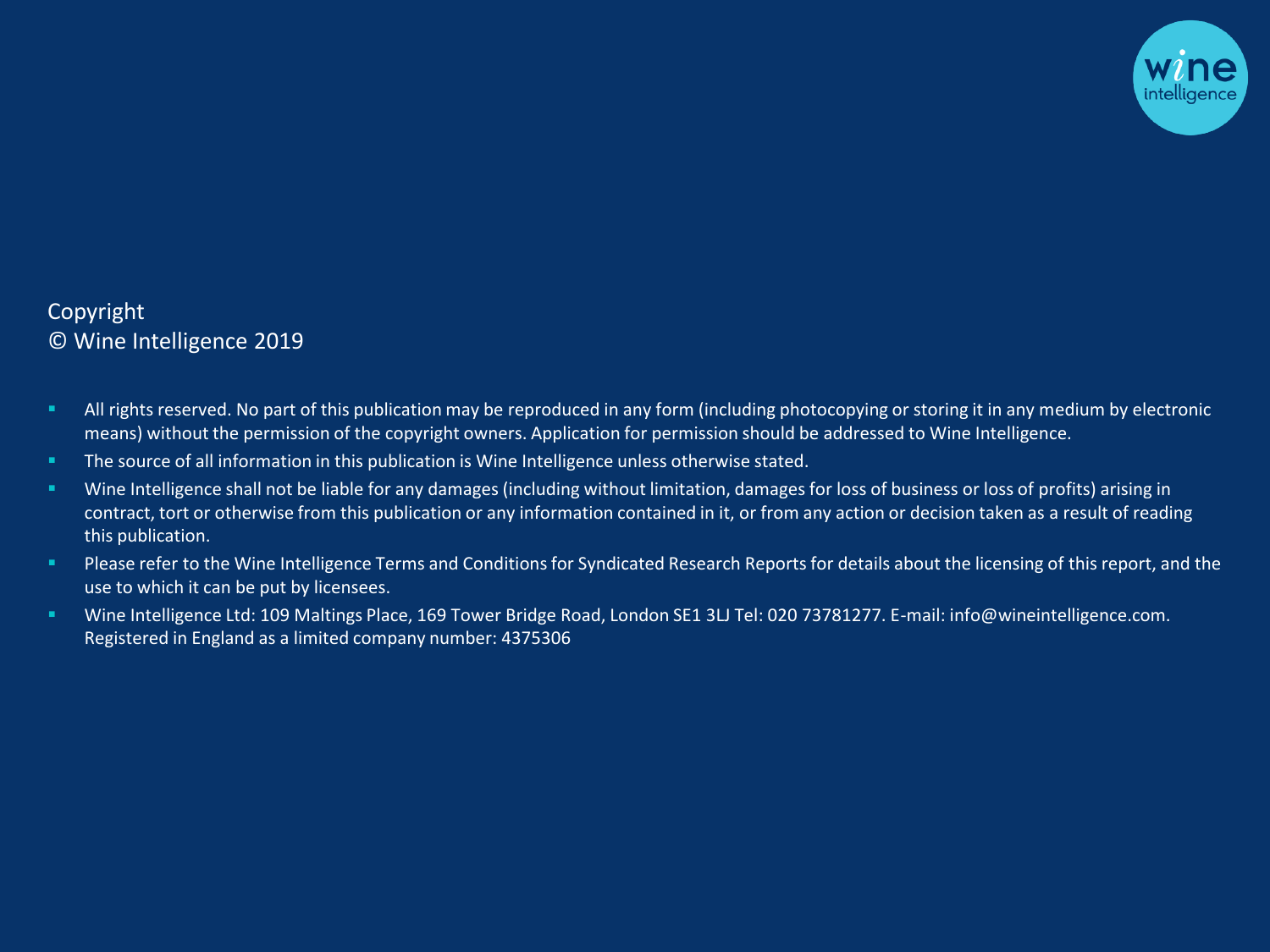Copyright
© Wine Intelligence 2019

- All rights reserved. No part of this publication may be reproduced in any form (including photocopying or storing it in any medium by electronic means) without the permission of the copyright owners. Application for permission should be addressed to Wine Intelligence.
- The source of all information in this publication is Wine Intelligence unless otherwise stated.
- Wine Intelligence shall not be liable for any damages (including without limitation, damages for loss of business or loss of profits) arising in contract, tort or otherwise from this publication or any information contained in it, or from any action or decision taken as a result of reading this publication.
- Please refer to the Wine Intelligence Terms and Conditions for Syndicated Research Reports for details about the licensing of this report, and the use to which it can be put by licensees.
- Wine Intelligence Ltd: 109 Maltings Place, 169 Tower Bridge Road, London SE1 3LJ Tel: 020 73781277. E-mail: info@wineintelligence.com. Registered in England as a limited company number: 4375306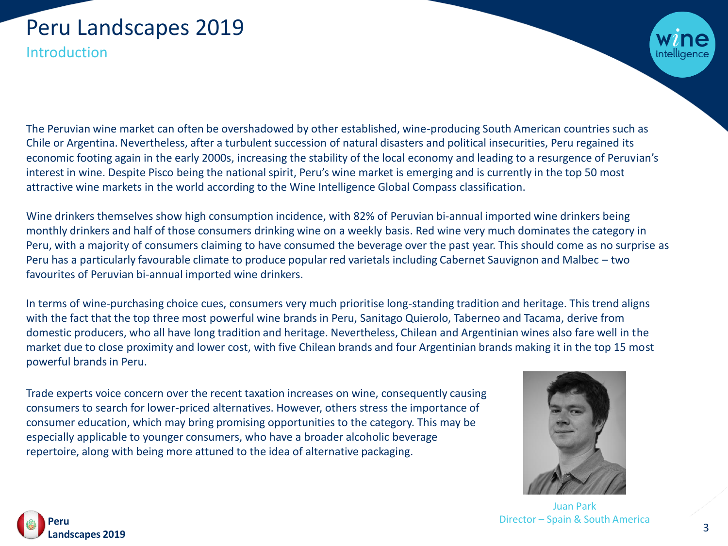# Peru Landscapes 2019

## Introduction

The Peruvian wine market can often be overshadowed by other established, wine-producing South American countries such as Chile or Argentina. Nevertheless, after a turbulent succession of natural disasters and political insecurities, Peru regained its economic footing again in the early 2000s, increasing the stability of the local economy and leading to a resurgence of Peruvian's interest in wine. Despite Pisco being the national spirit, Peru's wine market is emerging and is currently in the top 50 most attractive wine markets in the world according to the Wine Intelligence Global Compass classification.

Wine drinkers themselves show high consumption incidence, with 82% of Peruvian bi-annual imported wine drinkers being monthly drinkers and half of those consumers drinking wine on a weekly basis. Red wine very much dominates the category in Peru, with a majority of consumers claiming to have consumed the beverage over the past year. This should come as no surprise as Peru has a particularly favourable climate to produce popular red varietals including Cabernet Sauvignon and Malbec – two favourites of Peruvian bi-annual imported wine drinkers.

In terms of wine-purchasing choice cues, consumers very much prioritise long-standing tradition and heritage. This trend aligns with the fact that the top three most powerful wine brands in Peru, Sanitago Quierolo, Taberneo and Tacama, derive from domestic producers, who all have long tradition and heritage. Nevertheless, Chilean and Argentinian wines also fare well in the market due to close proximity and lower cost, with five Chilean brands and four Argentinian brands making it in the top 15 most powerful brands in Peru.

Trade experts voice concern over the recent taxation increases on wine, consequently causing consumers to search for lower-priced alternatives. However, others stress the importance of consumer education, which may bring promising opportunities to the category. This may be especially applicable to younger consumers, who have a broader alcoholic beverage repertoire, along with being more attuned to the idea of alternative packaging.

Juan Park
Director – Spain & South America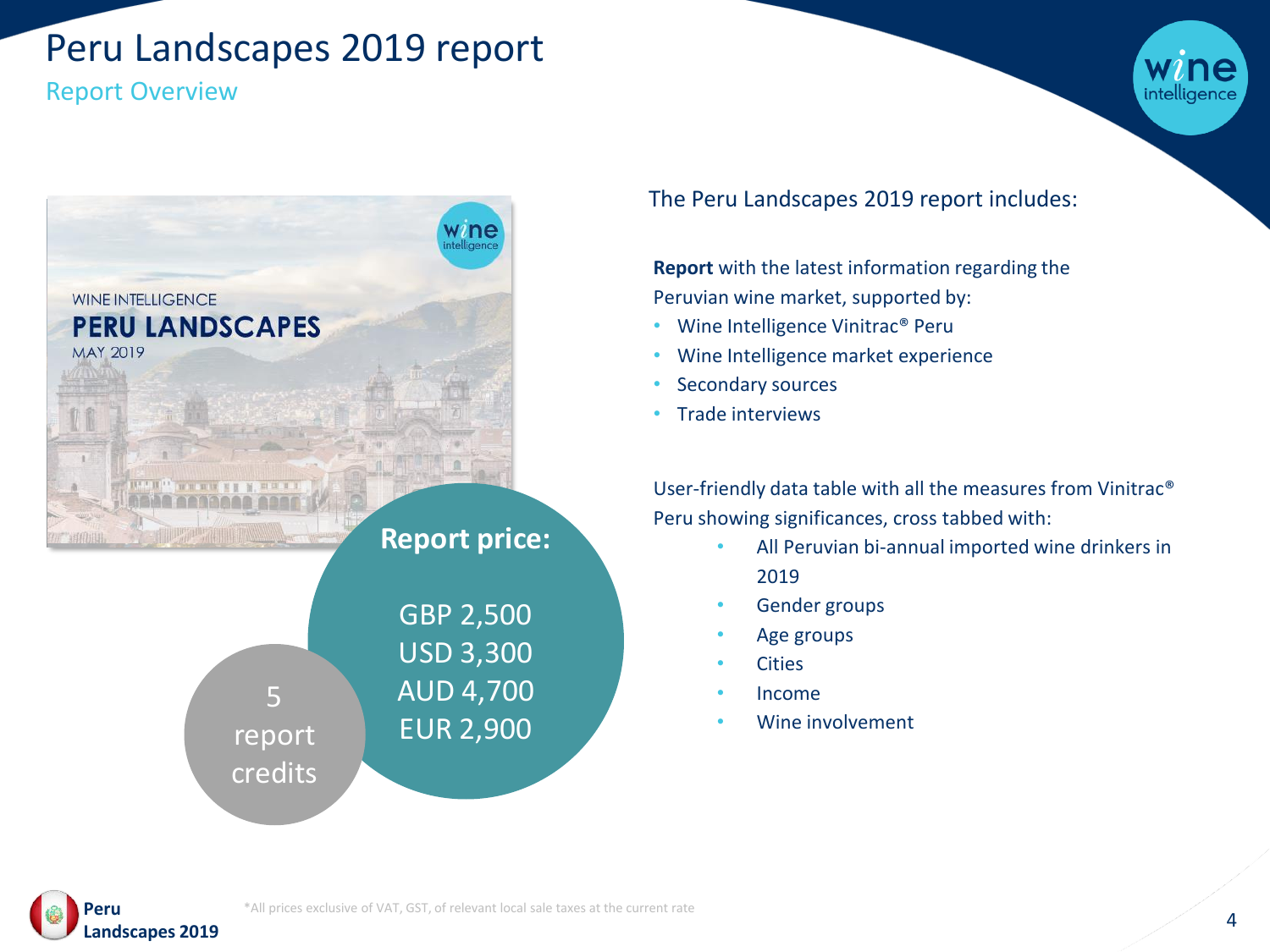# Peru Landscapes 2019 report

## Report Overview

WINE INTELLIGENCE
**PERU LANDSCAPES**
MAY 2019

**Report price:**

GBP 2,500
USD 3,300
AUD 4,700
EUR 2,900

5 report credits

The Peru Landscapes 2019 report includes:

**Report** with the latest information regarding the Peruvian wine market, supported by:

- Wine Intelligence Vinitrac® Peru
- Wine Intelligence market experience
- Secondary sources
- Trade interviews

User-friendly data table with all the measures from Vinitrac® Peru showing significances, cross tabbed with:

- All Peruvian bi-annual imported wine drinkers in 2019
- Gender groups
- Age groups
- Cities
- Income
- Wine involvement

*All prices exclusive of VAT, GST, of relevant local sale taxes at the current rate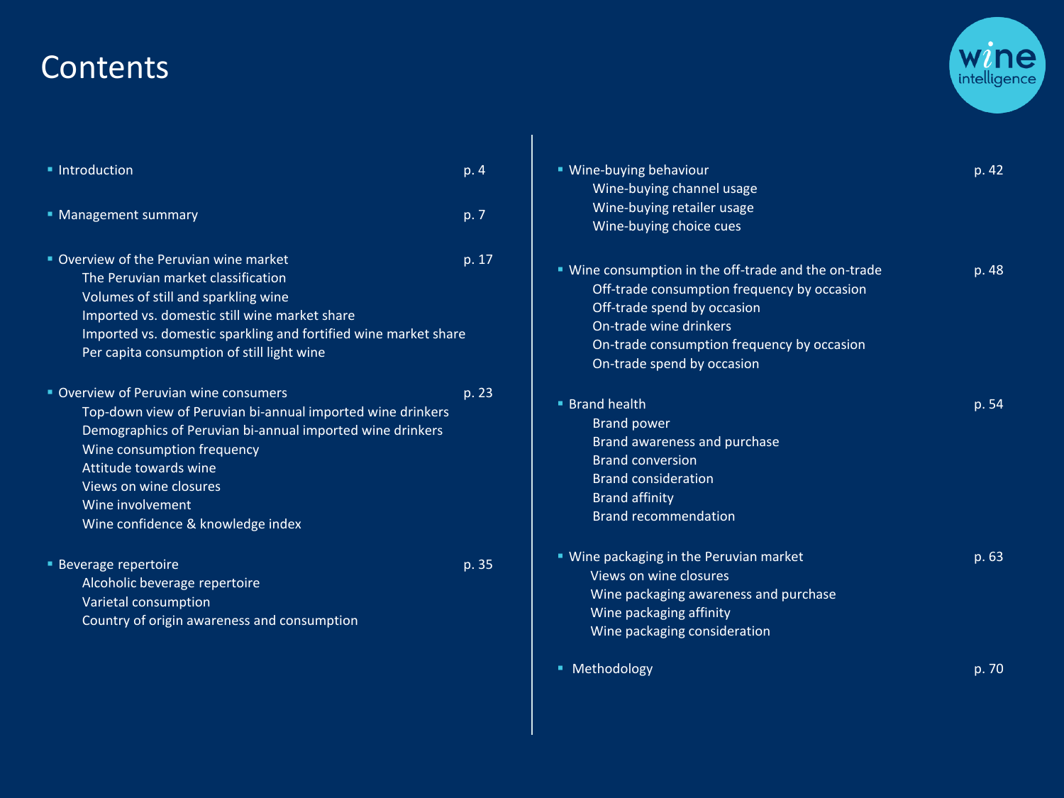# Contents

- Introduction — p. 4
- Management summary — p. 7
- Overview of the Peruvian wine market — p. 17
  - The Peruvian market classification
  - Volumes of still and sparkling wine
  - Imported vs. domestic still wine market share
  - Imported vs. domestic sparkling and fortified wine market share
  - Per capita consumption of still light wine
- Overview of Peruvian wine consumers — p. 23
  - Top-down view of Peruvian bi-annual imported wine drinkers
  - Demographics of Peruvian bi-annual imported wine drinkers
  - Wine consumption frequency
  - Attitude towards wine
  - Views on wine closures
  - Wine involvement
  - Wine confidence & knowledge index
- Beverage repertoire — p. 35
  - Alcoholic beverage repertoire
  - Varietal consumption
  - Country of origin awareness and consumption
- Wine-buying behaviour — p. 42
  - Wine-buying channel usage
  - Wine-buying retailer usage
  - Wine-buying choice cues
- Wine consumption in the off-trade and the on-trade — p. 48
  - Off-trade consumption frequency by occasion
  - Off-trade spend by occasion
  - On-trade wine drinkers
  - On-trade consumption frequency by occasion
  - On-trade spend by occasion
- Brand health — p. 54
  - Brand power
  - Brand awareness and purchase
  - Brand conversion
  - Brand consideration
  - Brand affinity
  - Brand recommendation
- Wine packaging in the Peruvian market — p. 63
  - Views on wine closures
  - Wine packaging awareness and purchase
  - Wine packaging affinity
  - Wine packaging consideration
- Methodology — p. 70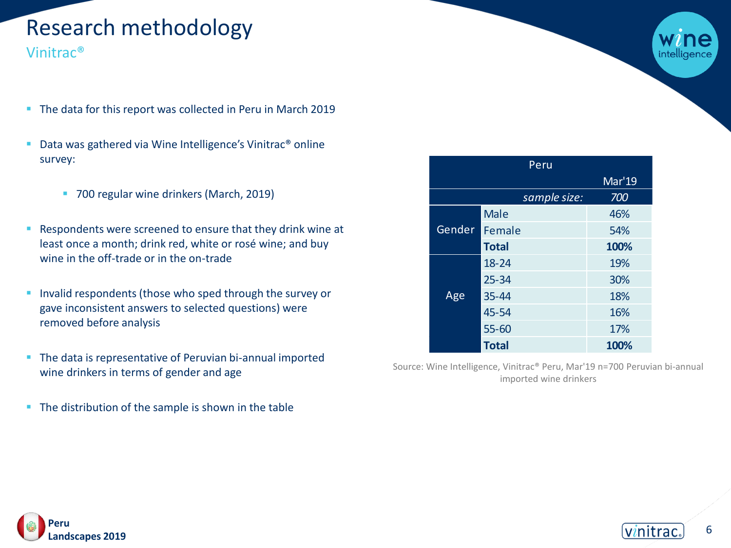# Research methodology

## Vinitrac®

- The data for this report was collected in Peru in March 2019
- Data was gathered via Wine Intelligence's Vinitrac® online survey:
  - 700 regular wine drinkers (March, 2019)
- Respondents were screened to ensure that they drink wine at least once a month; drink red, white or rosé wine; and buy wine in the off-trade or in the on-trade
- Invalid respondents (those who sped through the survey or gave inconsistent answers to selected questions) were removed before analysis
- The data is representative of Peruvian bi-annual imported wine drinkers in terms of gender and age
- The distribution of the sample is shown in the table

| Peru | | |
|---|---|---|
| | | Mar'19 |
| | *sample size:* | *700* |
| Gender | Male | 46% |
| | Female | 54% |
| | **Total** | **100%** |
| Age | 18-24 | 19% |
| | 25-34 | 30% |
| | 35-44 | 18% |
| | 45-54 | 16% |
| | 55-60 | 17% |
| | **Total** | **100%** |

Source: Wine Intelligence, Vinitrac® Peru, Mar'19 n=700 Peruvian bi-annual imported wine drinkers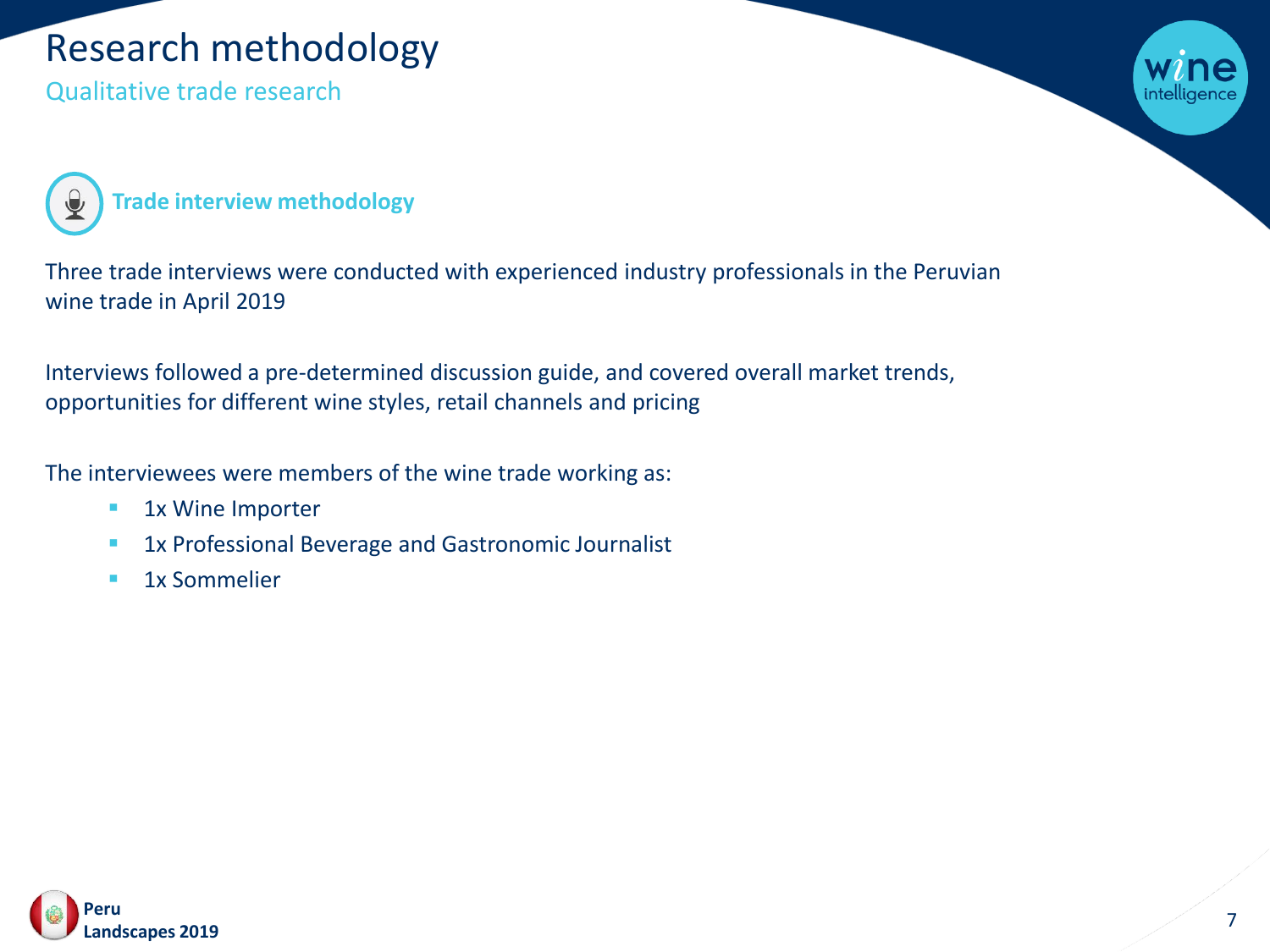# Research methodology

## Qualitative trade research

### Trade interview methodology

Three trade interviews were conducted with experienced industry professionals in the Peruvian wine trade in April 2019

Interviews followed a pre-determined discussion guide, and covered overall market trends, opportunities for different wine styles, retail channels and pricing

The interviewees were members of the wine trade working as:

- 1x Wine Importer
- 1x Professional Beverage and Gastronomic Journalist
- 1x Sommelier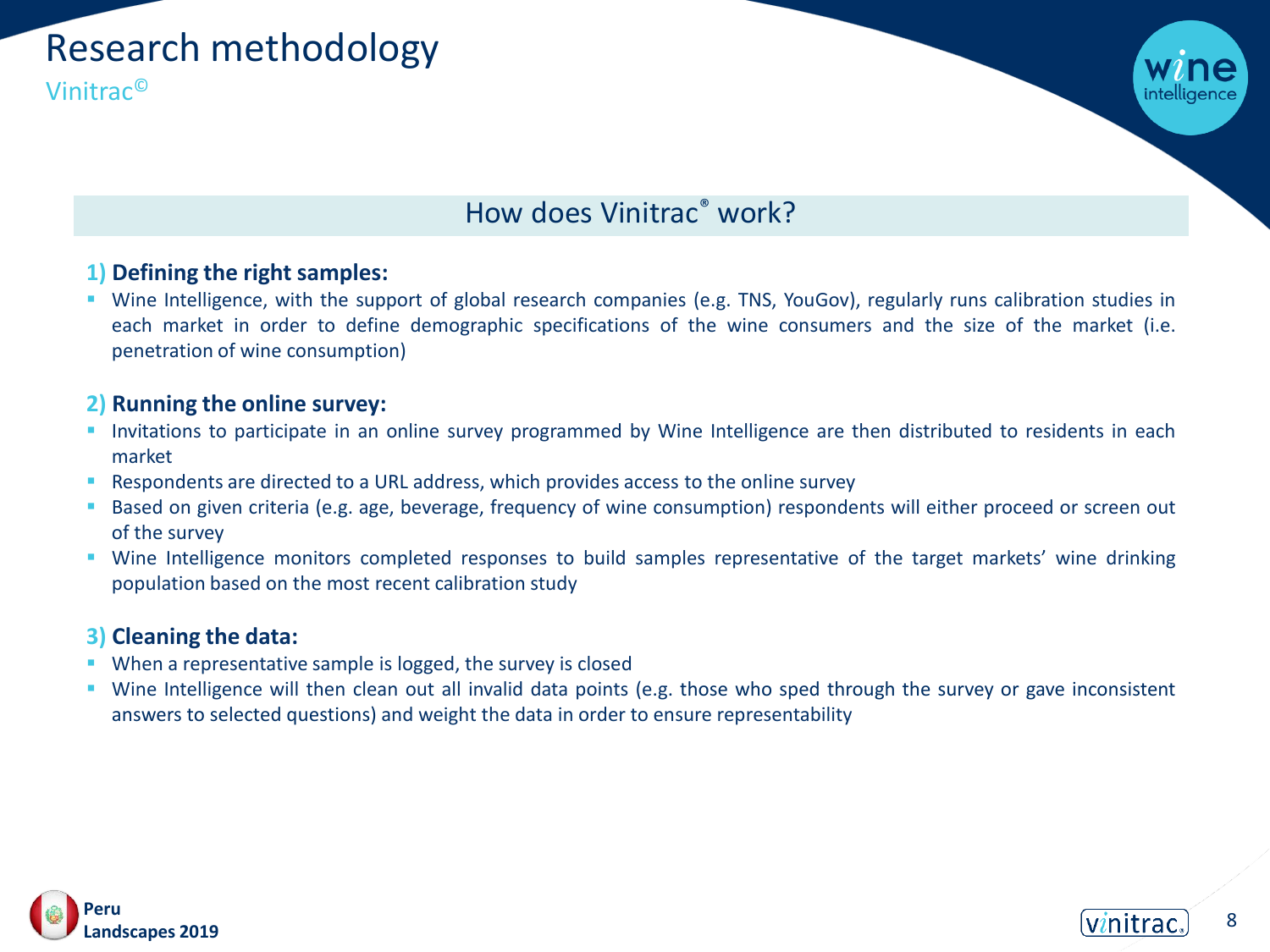# Research methodology

## Vinitrac©

### How does Vinitrac® work?

**1) Defining the right samples:**

- Wine Intelligence, with the support of global research companies (e.g. TNS, YouGov), regularly runs calibration studies in each market in order to define demographic specifications of the wine consumers and the size of the market (i.e. penetration of wine consumption)

**2) Running the online survey:**

- Invitations to participate in an online survey programmed by Wine Intelligence are then distributed to residents in each market
- Respondents are directed to a URL address, which provides access to the online survey
- Based on given criteria (e.g. age, beverage, frequency of wine consumption) respondents will either proceed or screen out of the survey
- Wine Intelligence monitors completed responses to build samples representative of the target markets' wine drinking population based on the most recent calibration study

**3) Cleaning the data:**

- When a representative sample is logged, the survey is closed
- Wine Intelligence will then clean out all invalid data points (e.g. those who sped through the survey or gave inconsistent answers to selected questions) and weight the data in order to ensure representability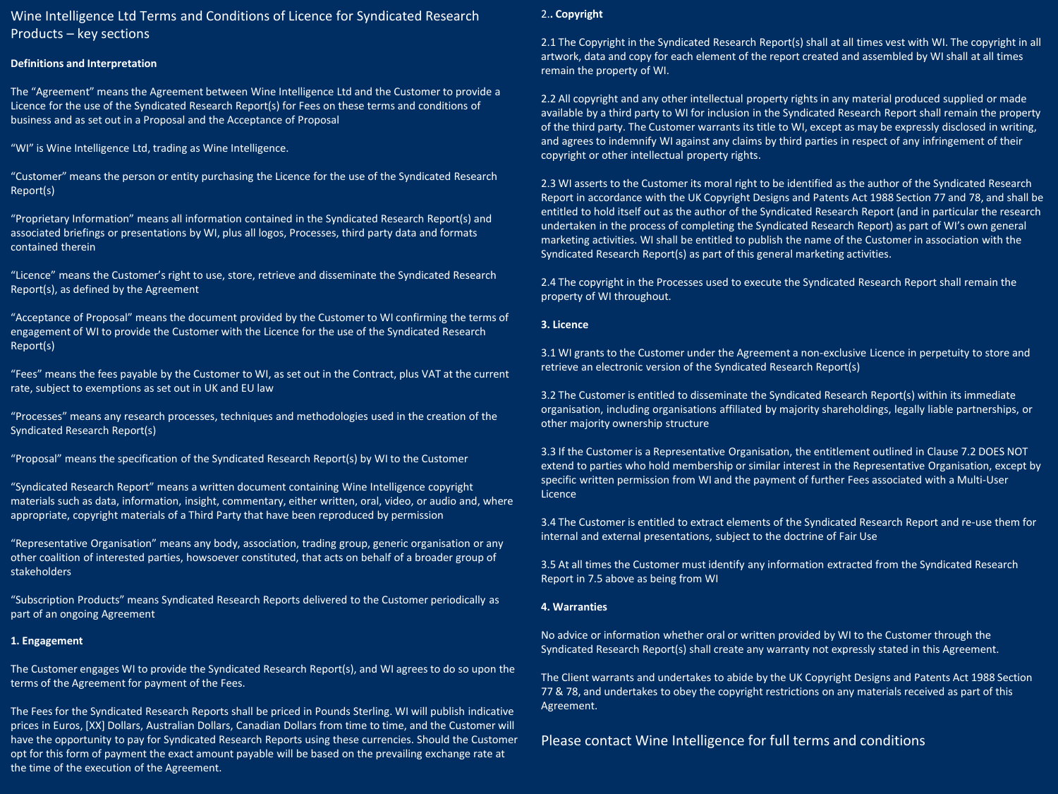# Wine Intelligence Ltd Terms and Conditions of Licence for Syndicated Research Products – key sections

**Definitions and Interpretation**

The "Agreement" means the Agreement between Wine Intelligence Ltd and the Customer to provide a Licence for the use of the Syndicated Research Report(s) for Fees on these terms and conditions of business and as set out in a Proposal and the Acceptance of Proposal

"WI" is Wine Intelligence Ltd, trading as Wine Intelligence.

"Customer" means the person or entity purchasing the Licence for the use of the Syndicated Research Report(s)

"Proprietary Information" means all information contained in the Syndicated Research Report(s) and associated briefings or presentations by WI, plus all logos, Processes, third party data and formats contained therein

"Licence" means the Customer's right to use, store, retrieve and disseminate the Syndicated Research Report(s), as defined by the Agreement

"Acceptance of Proposal" means the document provided by the Customer to WI confirming the terms of engagement of WI to provide the Customer with the Licence for the use of the Syndicated Research Report(s)

"Fees" means the fees payable by the Customer to WI, as set out in the Contract, plus VAT at the current rate, subject to exemptions as set out in UK and EU law

"Processes" means any research processes, techniques and methodologies used in the creation of the Syndicated Research Report(s)

"Proposal" means the specification of the Syndicated Research Report(s) by WI to the Customer

"Syndicated Research Report" means a written document containing Wine Intelligence copyright materials such as data, information, insight, commentary, either written, oral, video, or audio and, where appropriate, copyright materials of a Third Party that have been reproduced by permission

"Representative Organisation" means any body, association, trading group, generic organisation or any other coalition of interested parties, howsoever constituted, that acts on behalf of a broader group of stakeholders

"Subscription Products" means Syndicated Research Reports delivered to the Customer periodically as part of an ongoing Agreement

**1. Engagement**

The Customer engages WI to provide the Syndicated Research Report(s), and WI agrees to do so upon the terms of the Agreement for payment of the Fees.

The Fees for the Syndicated Research Reports shall be priced in Pounds Sterling. WI will publish indicative prices in Euros, [XX] Dollars, Australian Dollars, Canadian Dollars from time to time, and the Customer will have the opportunity to pay for Syndicated Research Reports using these currencies. Should the Customer opt for this form of payment the exact amount payable will be based on the prevailing exchange rate at the time of the execution of the Agreement.

**2.. Copyright**

2.1 The Copyright in the Syndicated Research Report(s) shall at all times vest with WI. The copyright in all artwork, data and copy for each element of the report created and assembled by WI shall at all times remain the property of WI.

2.2 All copyright and any other intellectual property rights in any material produced supplied or made available by a third party to WI for inclusion in the Syndicated Research Report shall remain the property of the third party. The Customer warrants its title to WI, except as may be expressly disclosed in writing, and agrees to indemnify WI against any claims by third parties in respect of any infringement of their copyright or other intellectual property rights.

2.3 WI asserts to the Customer its moral right to be identified as the author of the Syndicated Research Report in accordance with the UK Copyright Designs and Patents Act 1988 Section 77 and 78, and shall be entitled to hold itself out as the author of the Syndicated Research Report (and in particular the research undertaken in the process of completing the Syndicated Research Report) as part of WI's own general marketing activities. WI shall be entitled to publish the name of the Customer in association with the Syndicated Research Report(s) as part of this general marketing activities.

2.4 The copyright in the Processes used to execute the Syndicated Research Report shall remain the property of WI throughout.

**3. Licence**

3.1 WI grants to the Customer under the Agreement a non-exclusive Licence in perpetuity to store and retrieve an electronic version of the Syndicated Research Report(s)

3.2 The Customer is entitled to disseminate the Syndicated Research Report(s) within its immediate organisation, including organisations affiliated by majority shareholdings, legally liable partnerships, or other majority ownership structure

3.3 If the Customer is a Representative Organisation, the entitlement outlined in Clause 7.2 DOES NOT extend to parties who hold membership or similar interest in the Representative Organisation, except by specific written permission from WI and the payment of further Fees associated with a Multi-User Licence

3.4 The Customer is entitled to extract elements of the Syndicated Research Report and re-use them for internal and external presentations, subject to the doctrine of Fair Use

3.5 At all times the Customer must identify any information extracted from the Syndicated Research Report in 7.5 above as being from WI

**4. Warranties**

No advice or information whether oral or written provided by WI to the Customer through the Syndicated Research Report(s) shall create any warranty not expressly stated in this Agreement.

The Client warrants and undertakes to abide by the UK Copyright Designs and Patents Act 1988 Section 77 & 78, and undertakes to obey the copyright restrictions on any materials received as part of this Agreement.

Please contact Wine Intelligence for full terms and conditions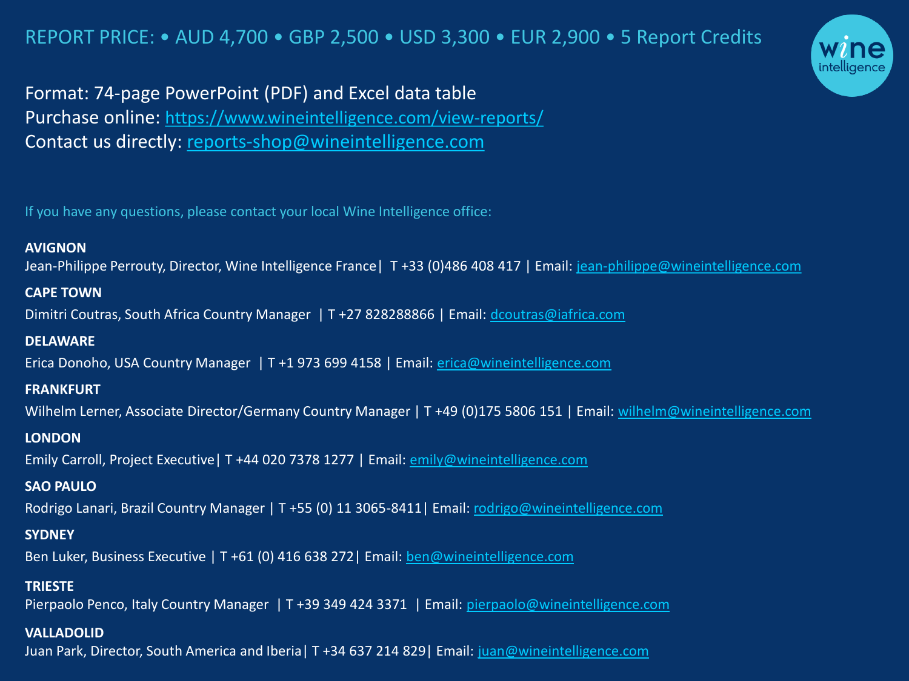REPORT PRICE: • AUD 4,700 • GBP 2,500 • USD 3,300 • EUR 2,900 • 5 Report Credits

Format: 74-page PowerPoint (PDF) and Excel data table
Purchase online: https://www.wineintelligence.com/view-reports/
Contact us directly: reports-shop@wineintelligence.com

If you have any questions, please contact your local Wine Intelligence office:

**AVIGNON**
Jean-Philippe Perrouty, Director, Wine Intelligence France| T +33 (0)486 408 417 | Email: jean-philippe@wineintelligence.com

**CAPE TOWN**
Dimitri Coutras, South Africa Country Manager | T +27 828288866 | Email: dcoutras@iafrica.com

**DELAWARE**
Erica Donoho, USA Country Manager | T +1 973 699 4158 | Email: erica@wineintelligence.com

**FRANKFURT**
Wilhelm Lerner, Associate Director/Germany Country Manager | T +49 (0)175 5806 151 | Email: wilhelm@wineintelligence.com

**LONDON**
Emily Carroll, Project Executive| T +44 020 7378 1277 | Email: emily@wineintelligence.com

**SAO PAULO**
Rodrigo Lanari, Brazil Country Manager | T +55 (0) 11 3065-8411| Email: rodrigo@wineintelligence.com

**SYDNEY**
Ben Luker, Business Executive | T +61 (0) 416 638 272| Email: ben@wineintelligence.com

**TRIESTE**
Pierpaolo Penco, Italy Country Manager | T +39 349 424 3371 | Email: pierpaolo@wineintelligence.com

**VALLADOLID**
Juan Park, Director, South America and Iberia| T +34 637 214 829| Email: juan@wineintelligence.com